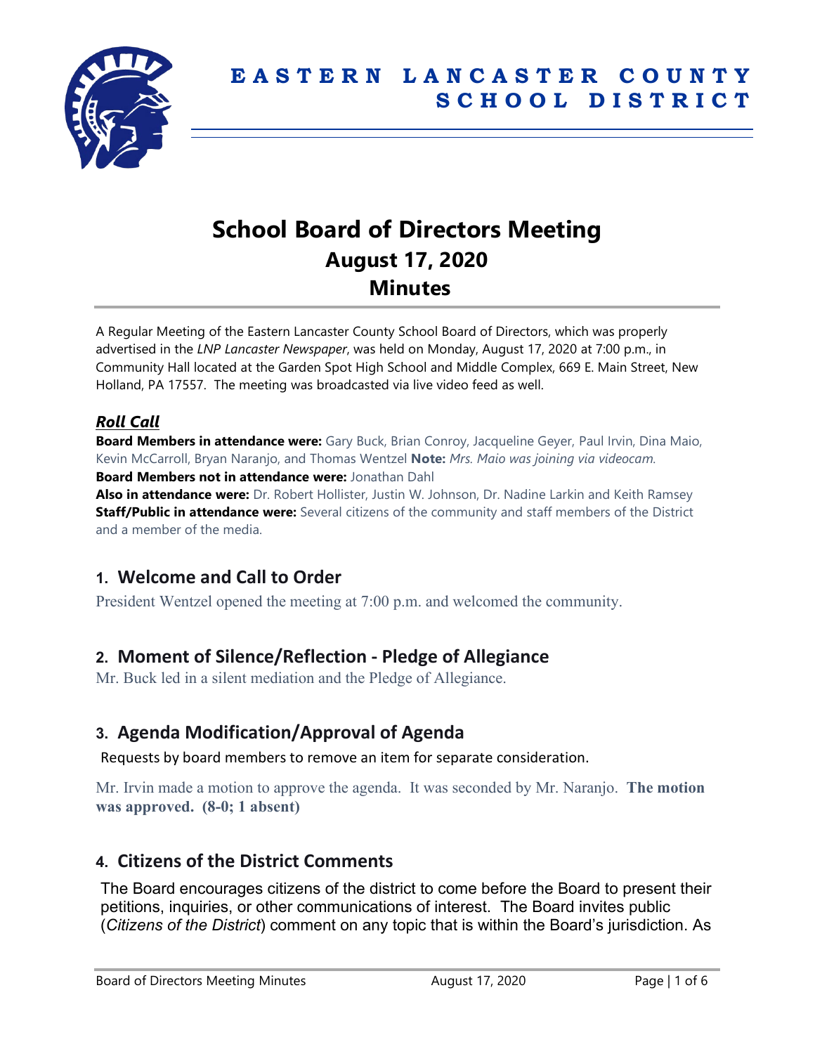# EASTERN LANCASTER COUNTY SCHOOL DISTRICT

# School Board of Directors Meeting
## August 17, 2020
## Minutes

A Regular Meeting of the Eastern Lancaster County School Board of Directors, which was properly advertised in the *LNP Lancaster Newspaper*, was held on Monday, August 17, 2020 at 7:00 p.m., in Community Hall located at the Garden Spot High School and Middle Complex, 669 E. Main Street, New Holland, PA 17557. The meeting was broadcasted via live video feed as well.

### *Roll Call*

**Board Members in attendance were:** Gary Buck, Brian Conroy, Jacqueline Geyer, Paul Irvin, Dina Maio, Kevin McCarroll, Bryan Naranjo, and Thomas Wentzel **Note:** *Mrs. Maio was joining via videocam.*
**Board Members not in attendance were:** Jonathan Dahl
**Also in attendance were:** Dr. Robert Hollister, Justin W. Johnson, Dr. Nadine Larkin and Keith Ramsey
**Staff/Public in attendance were:** Several citizens of the community and staff members of the District and a member of the media.

## 1. Welcome and Call to Order

President Wentzel opened the meeting at 7:00 p.m. and welcomed the community.

## 2. Moment of Silence/Reflection - Pledge of Allegiance

Mr. Buck led in a silent mediation and the Pledge of Allegiance.

## 3. Agenda Modification/Approval of Agenda

Requests by board members to remove an item for separate consideration.

Mr. Irvin made a motion to approve the agenda. It was seconded by Mr. Naranjo. **The motion was approved. (8-0; 1 absent)**

## 4. Citizens of the District Comments

The Board encourages citizens of the district to come before the Board to present their petitions, inquiries, or other communications of interest. The Board invites public (*Citizens of the District*) comment on any topic that is within the Board's jurisdiction. As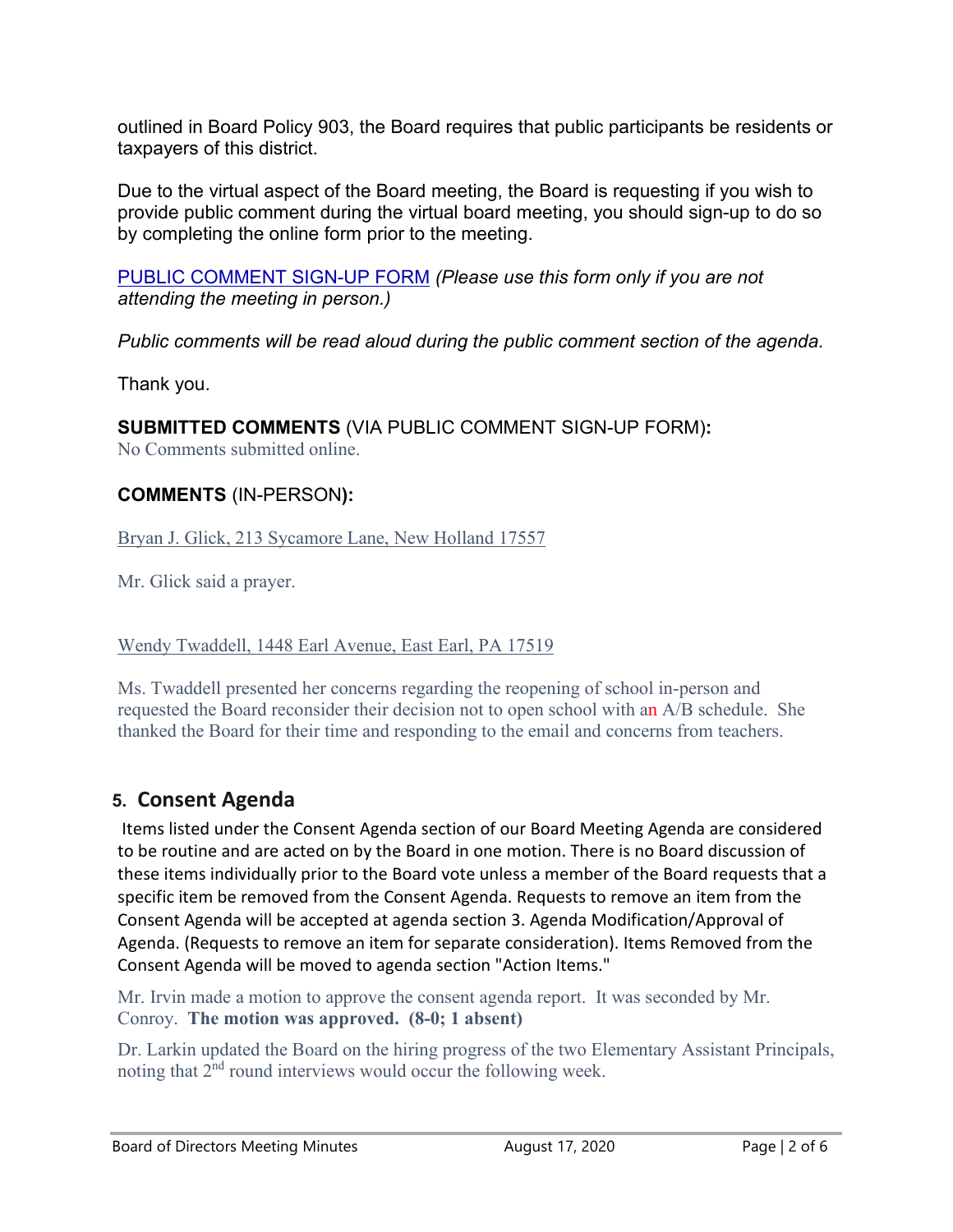outlined in Board Policy 903, the Board requires that public participants be residents or taxpayers of this district.

Due to the virtual aspect of the Board meeting, the Board is requesting if you wish to provide public comment during the virtual board meeting, you should sign-up to do so by completing the online form prior to the meeting.

PUBLIC COMMENT SIGN-UP FORM *(Please use this form only if you are not attending the meeting in person.)*

*Public comments will be read aloud during the public comment section of the agenda.*

Thank you.

**SUBMITTED COMMENTS** (VIA PUBLIC COMMENT SIGN-UP FORM)**:**
No Comments submitted online.

**COMMENTS** (IN-PERSON)**:**

Bryan J. Glick, 213 Sycamore Lane, New Holland 17557

Mr. Glick said a prayer.

Wendy Twaddell, 1448 Earl Avenue, East Earl, PA 17519

Ms. Twaddell presented her concerns regarding the reopening of school in-person and requested the Board reconsider their decision not to open school with an A/B schedule. She thanked the Board for their time and responding to the email and concerns from teachers.

## 5. Consent Agenda

Items listed under the Consent Agenda section of our Board Meeting Agenda are considered to be routine and are acted on by the Board in one motion. There is no Board discussion of these items individually prior to the Board vote unless a member of the Board requests that a specific item be removed from the Consent Agenda. Requests to remove an item from the Consent Agenda will be accepted at agenda section 3. Agenda Modification/Approval of Agenda. (Requests to remove an item for separate consideration). Items Removed from the Consent Agenda will be moved to agenda section "Action Items."

Mr. Irvin made a motion to approve the consent agenda report. It was seconded by Mr. Conroy. **The motion was approved. (8-0; 1 absent)**

Dr. Larkin updated the Board on the hiring progress of the two Elementary Assistant Principals, noting that 2nd round interviews would occur the following week.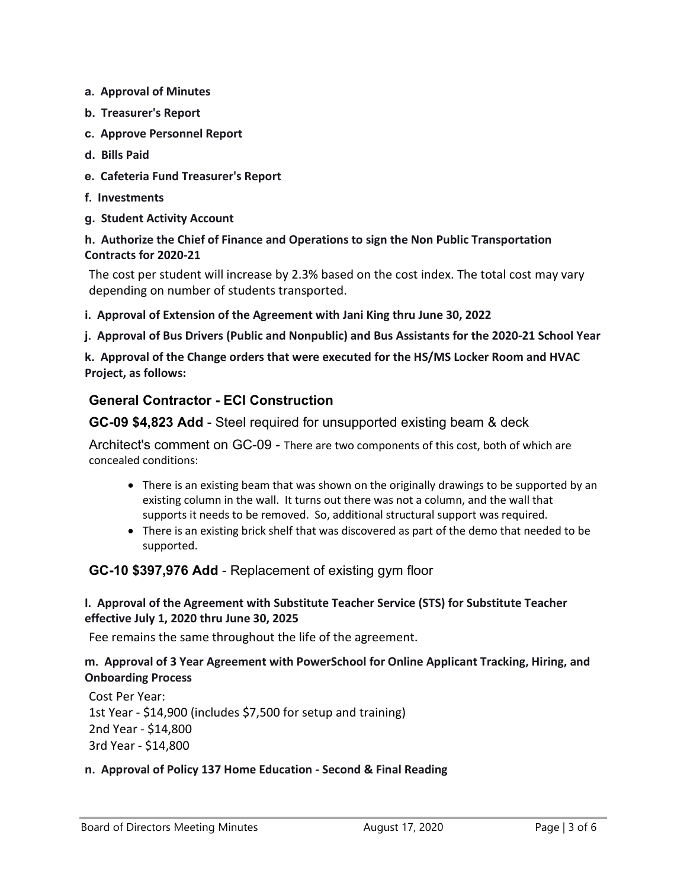**a. Approval of Minutes**

**b. Treasurer's Report**

**c. Approve Personnel Report**

**d. Bills Paid**

**e. Cafeteria Fund Treasurer's Report**

**f. Investments**

**g. Student Activity Account**

**h. Authorize the Chief of Finance and Operations to sign the Non Public Transportation Contracts for 2020-21**

The cost per student will increase by 2.3% based on the cost index. The total cost may vary depending on number of students transported.

**i. Approval of Extension of the Agreement with Jani King thru June 30, 2022**

**j. Approval of Bus Drivers (Public and Nonpublic) and Bus Assistants for the 2020-21 School Year**

**k. Approval of the Change orders that were executed for the HS/MS Locker Room and HVAC Project, as follows:**

### General Contractor - ECI Construction

**GC-09 $4,823 Add** - Steel required for unsupported existing beam & deck

Architect's comment on GC-09 - There are two components of this cost, both of which are concealed conditions:

- There is an existing beam that was shown on the originally drawings to be supported by an existing column in the wall. It turns out there was not a column, and the wall that supports it needs to be removed. So, additional structural support was required.
- There is an existing brick shelf that was discovered as part of the demo that needed to be supported.

**GC-10 $397,976 Add** - Replacement of existing gym floor

**l. Approval of the Agreement with Substitute Teacher Service (STS) for Substitute Teacher effective July 1, 2020 thru June 30, 2025**

Fee remains the same throughout the life of the agreement.

**m. Approval of 3 Year Agreement with PowerSchool for Online Applicant Tracking, Hiring, and Onboarding Process**

Cost Per Year:
1st Year - $14,900 (includes $7,500 for setup and training)
2nd Year - $14,800
3rd Year - $14,800

**n. Approval of Policy 137 Home Education - Second & Final Reading**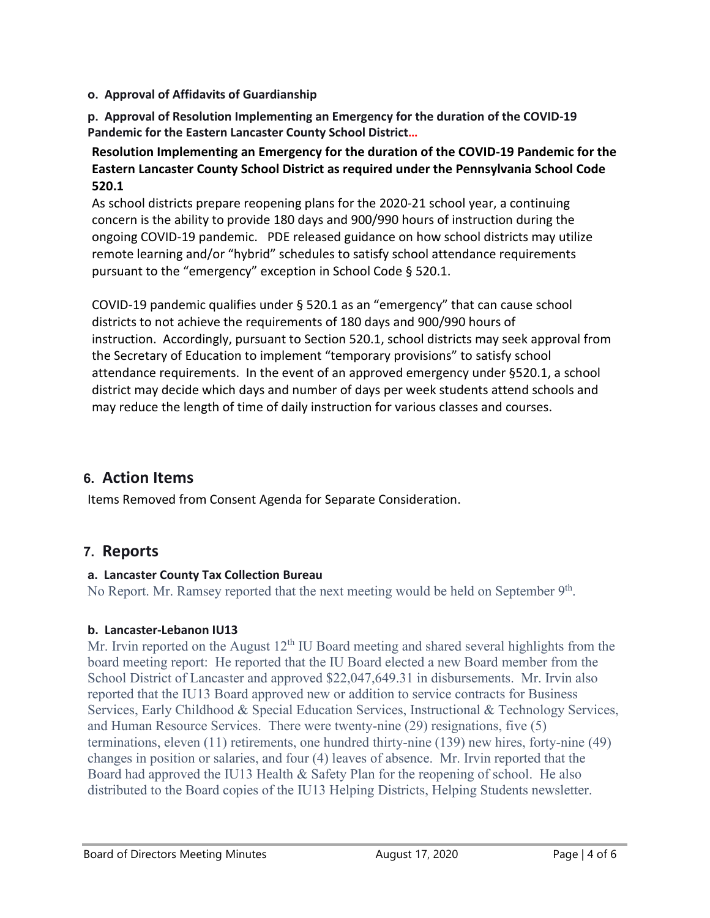**o. Approval of Affidavits of Guardianship**

**p. Approval of Resolution Implementing an Emergency for the duration of the COVID-19 Pandemic for the Eastern Lancaster County School District…**

**Resolution Implementing an Emergency for the duration of the COVID-19 Pandemic for the Eastern Lancaster County School District as required under the Pennsylvania School Code 520.1**

As school districts prepare reopening plans for the 2020-21 school year, a continuing concern is the ability to provide 180 days and 900/990 hours of instruction during the ongoing COVID-19 pandemic. PDE released guidance on how school districts may utilize remote learning and/or "hybrid" schedules to satisfy school attendance requirements pursuant to the "emergency" exception in School Code § 520.1.

COVID-19 pandemic qualifies under § 520.1 as an "emergency" that can cause school districts to not achieve the requirements of 180 days and 900/990 hours of instruction. Accordingly, pursuant to Section 520.1, school districts may seek approval from the Secretary of Education to implement "temporary provisions" to satisfy school attendance requirements. In the event of an approved emergency under §520.1, a school district may decide which days and number of days per week students attend schools and may reduce the length of time of daily instruction for various classes and courses.

## 6. Action Items

Items Removed from Consent Agenda for Separate Consideration.

## 7. Reports

### a. Lancaster County Tax Collection Bureau

No Report. Mr. Ramsey reported that the next meeting would be held on September 9th.

### b. Lancaster-Lebanon IU13

Mr. Irvin reported on the August 12th IU Board meeting and shared several highlights from the board meeting report: He reported that the IU Board elected a new Board member from the School District of Lancaster and approved $22,047,649.31 in disbursements. Mr. Irvin also reported that the IU13 Board approved new or addition to service contracts for Business Services, Early Childhood & Special Education Services, Instructional & Technology Services, and Human Resource Services. There were twenty-nine (29) resignations, five (5) terminations, eleven (11) retirements, one hundred thirty-nine (139) new hires, forty-nine (49) changes in position or salaries, and four (4) leaves of absence. Mr. Irvin reported that the Board had approved the IU13 Health & Safety Plan for the reopening of school. He also distributed to the Board copies of the IU13 Helping Districts, Helping Students newsletter.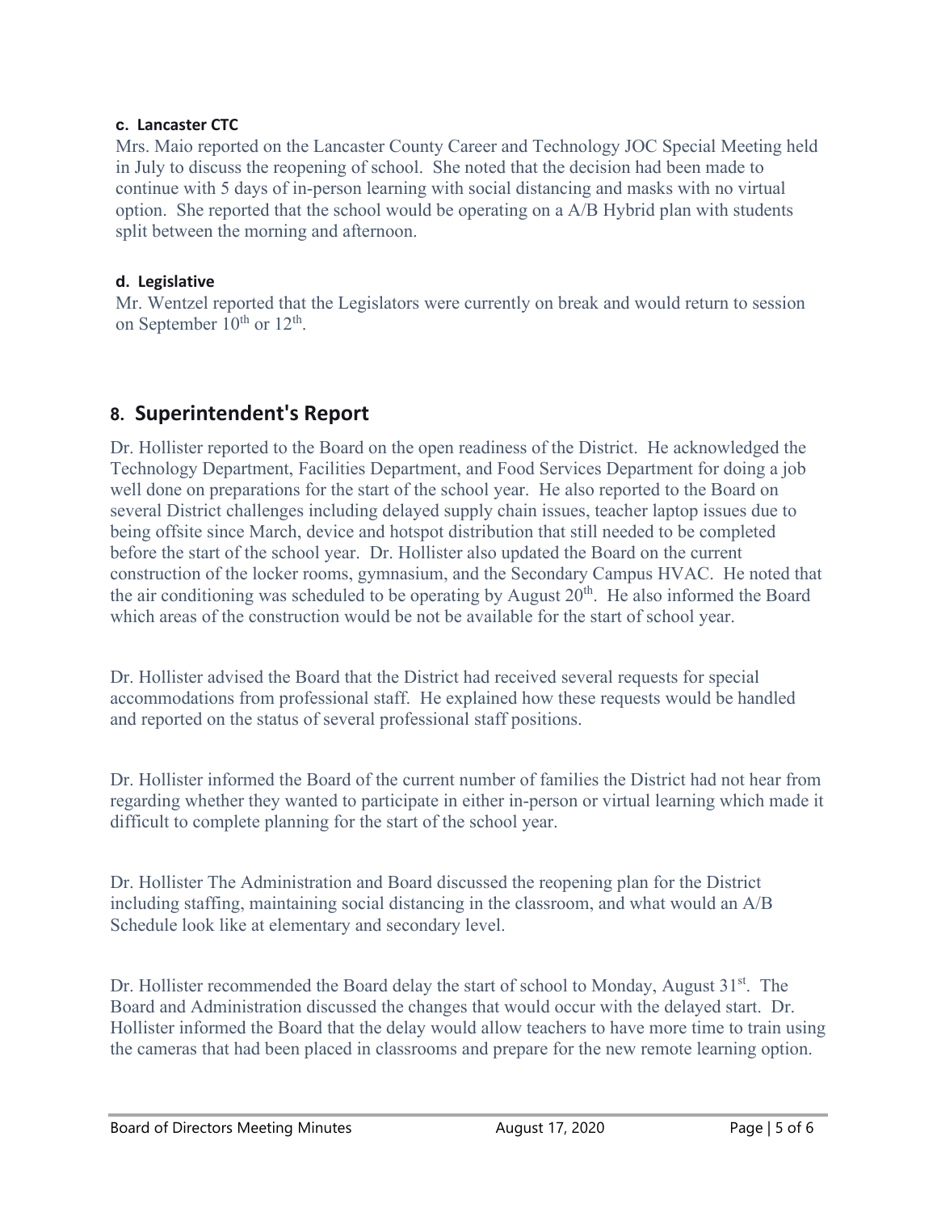#### c. Lancaster CTC

Mrs. Maio reported on the Lancaster County Career and Technology JOC Special Meeting held in July to discuss the reopening of school. She noted that the decision had been made to continue with 5 days of in-person learning with social distancing and masks with no virtual option. She reported that the school would be operating on a A/B Hybrid plan with students split between the morning and afternoon.

#### d. Legislative

Mr. Wentzel reported that the Legislators were currently on break and would return to session on September 10th or 12th.

## 8. Superintendent's Report

Dr. Hollister reported to the Board on the open readiness of the District. He acknowledged the Technology Department, Facilities Department, and Food Services Department for doing a job well done on preparations for the start of the school year. He also reported to the Board on several District challenges including delayed supply chain issues, teacher laptop issues due to being offsite since March, device and hotspot distribution that still needed to be completed before the start of the school year. Dr. Hollister also updated the Board on the current construction of the locker rooms, gymnasium, and the Secondary Campus HVAC. He noted that the air conditioning was scheduled to be operating by August 20th. He also informed the Board which areas of the construction would be not be available for the start of school year.

Dr. Hollister advised the Board that the District had received several requests for special accommodations from professional staff. He explained how these requests would be handled and reported on the status of several professional staff positions.

Dr. Hollister informed the Board of the current number of families the District had not hear from regarding whether they wanted to participate in either in-person or virtual learning which made it difficult to complete planning for the start of the school year.

Dr. Hollister The Administration and Board discussed the reopening plan for the District including staffing, maintaining social distancing in the classroom, and what would an A/B Schedule look like at elementary and secondary level.

Dr. Hollister recommended the Board delay the start of school to Monday, August 31st. The Board and Administration discussed the changes that would occur with the delayed start. Dr. Hollister informed the Board that the delay would allow teachers to have more time to train using the cameras that had been placed in classrooms and prepare for the new remote learning option.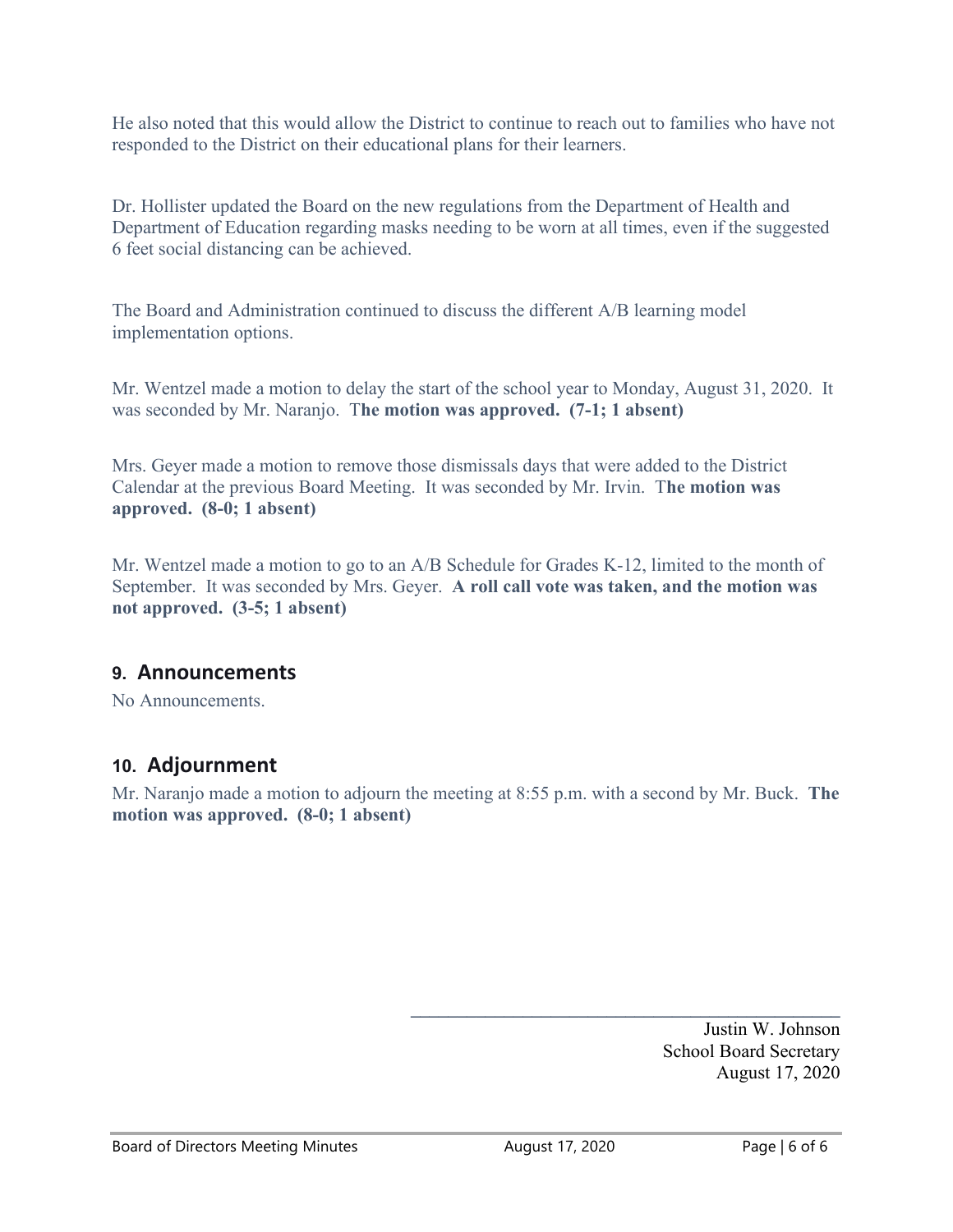He also noted that this would allow the District to continue to reach out to families who have not responded to the District on their educational plans for their learners.

Dr. Hollister updated the Board on the new regulations from the Department of Health and Department of Education regarding masks needing to be worn at all times, even if the suggested 6 feet social distancing can be achieved.

The Board and Administration continued to discuss the different A/B learning model implementation options.

Mr. Wentzel made a motion to delay the start of the school year to Monday, August 31, 2020. It was seconded by Mr. Naranjo. T**he motion was approved. (7-1; 1 absent)**

Mrs. Geyer made a motion to remove those dismissals days that were added to the District Calendar at the previous Board Meeting. It was seconded by Mr. Irvin. T**he motion was approved. (8-0; 1 absent)**

Mr. Wentzel made a motion to go to an A/B Schedule for Grades K-12, limited to the month of September. It was seconded by Mrs. Geyer. **A roll call vote was taken, and the motion was not approved. (3-5; 1 absent)**

## 9. Announcements

No Announcements.

## 10. Adjournment

Mr. Naranjo made a motion to adjourn the meeting at 8:55 p.m. with a second by Mr. Buck. **The motion was approved. (8-0; 1 absent)**

\_\_\_\_\_\_\_\_\_\_\_\_\_\_\_\_\_\_\_\_\_\_\_\_\_\_\_\_\_\_\_\_\_\_\_\_\_\_\_\_\_\_

Justin W. Johnson
School Board Secretary
August 17, 2020